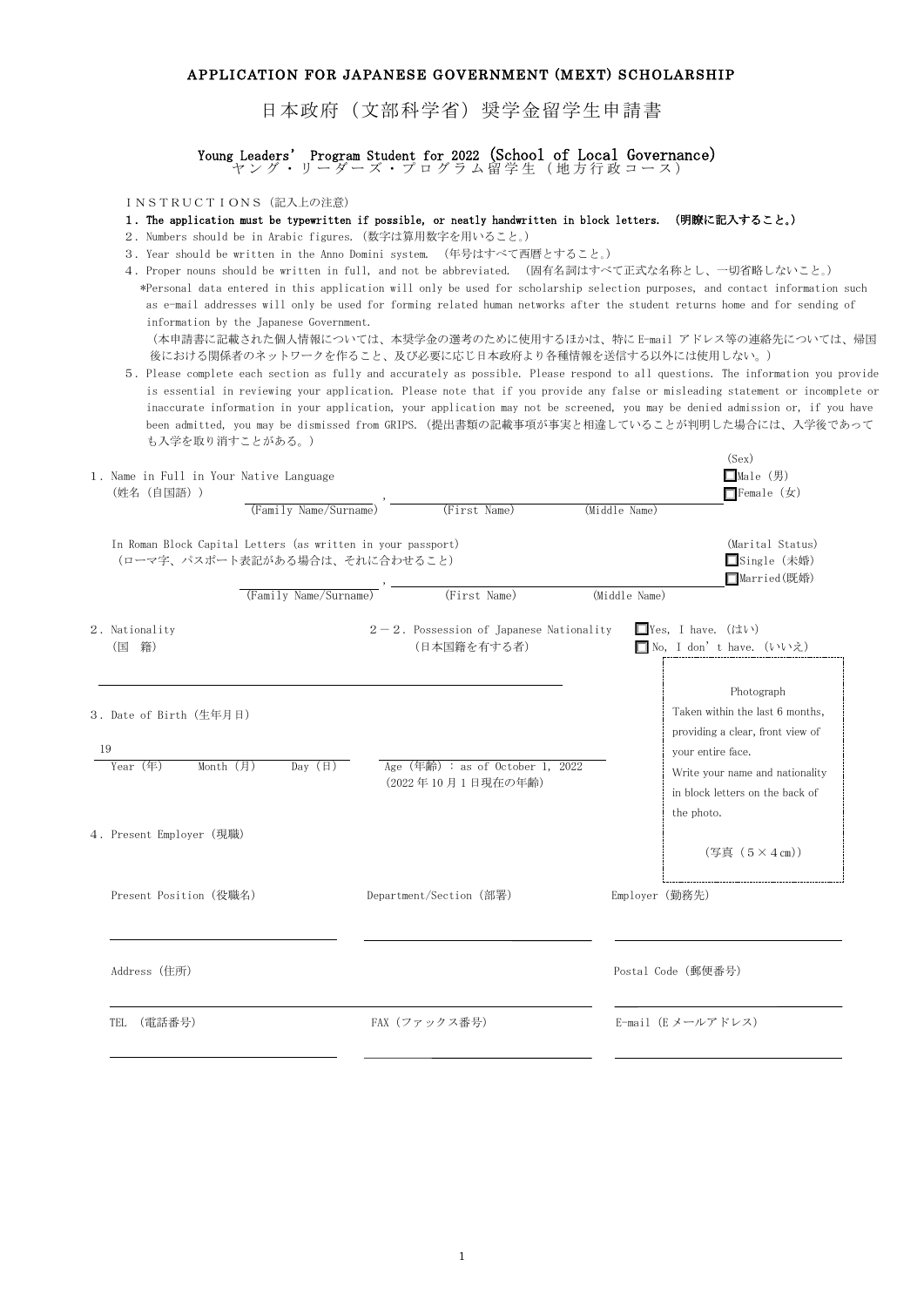# APPLICATION FOR JAPANESE GOVERNMENT (MEXT) SCHOLARSHIP

# 日本政府（文部科学省）奨学金留学生申請書

## Young Leaders' Program Student for 2022 (School of Local Governance)
## ヤング・リーダーズ・プログラム留学生（地方行政コース）

ＩＮＳＴＲＵＣＴＩＯＮＳ（記入上の注意）

1．**The application must be typewritten if possible, or neatly handwritten in block letters.　(明瞭に記入すること。)**

2．Numbers should be in Arabic figures. (数字は算用数字を用いること。)

3．Year should be written in the Anno Domini system.　(年号はすべて西暦とすること。)

4．Proper nouns should be written in full, and not be abbreviated.　(固有名詞はすべて正式な名称とし、一切省略しないこと。)

*Personal data entered in this application will only be used for scholarship selection purposes, and contact information such as e-mail addresses will only be used for forming related human networks after the student returns home and for sending of information by the Japanese Government.

（本申請書に記載された個人情報については、本奨学金の選考のために使用するほかは、特にE-mail アドレス等の連絡先については、帰国後における関係者のネットワークを作ること、及び必要に応じ日本政府より各種情報を送信する以外には使用しない。）

5．Please complete each section as fully and accurately as possible. Please respond to all questions. The information you provide is essential in reviewing your application. Please note that if you provide any false or misleading statement or incomplete or inaccurate information in your application, your application may not be screened, you may be denied admission or, if you have been admitted, you may be dismissed from GRIPS. (提出書類の記載事項が事実と相違していることが判明した場合には、入学後であっても入学を取り消すことがある。)

1．Name in Full in Your Native Language
（姓名（自国語））

_______________ , _______________ _______________
(Family Name/Surname)　(First Name)　(Middle Name)

(Sex)
☐ Male (男)
☐ Female (女)

In Roman Block Capital Letters (as written in your passport)
（ローマ字、パスポート表記がある場合は、それに合わせること）

_______________ , _______________ _______________
(Family Name/Surname)　(First Name)　(Middle Name)

(Marital Status)
☐ Single (未婚)
☐ Married(既婚)

2．Nationality
（国　籍）

_______________

2－2．Possession of Japanese Nationality
（日本国籍を有する者）

☐ Yes, I have. (はい)
☐ No, I don't have. (いいえ)

3．Date of Birth (生年月日)

19____ ______ ______
Year (年)　Month (月)　Day (日)

Age (年齢)：as of October 1, 2022
(2022 年 10 月 1 日現在の年齢)

Photograph
Taken within the last 6 months, providing a clear, front view of your entire face.
Write your name and nationality in block letters on the back of the photo.

(写真（５×４cm）)

4．Present Employer (現職)

| Present Position (役職名) | Department/Section (部署) | Employer (勤務先) |
|---|---|---|
| | | |

| Address (住所) | | Postal Code (郵便番号) |
|---|---|---|
| | | |

| TEL (電話番号) | FAX (ファックス番号) | E-mail (E メールアドレス) |
|---|---|---|
| | | |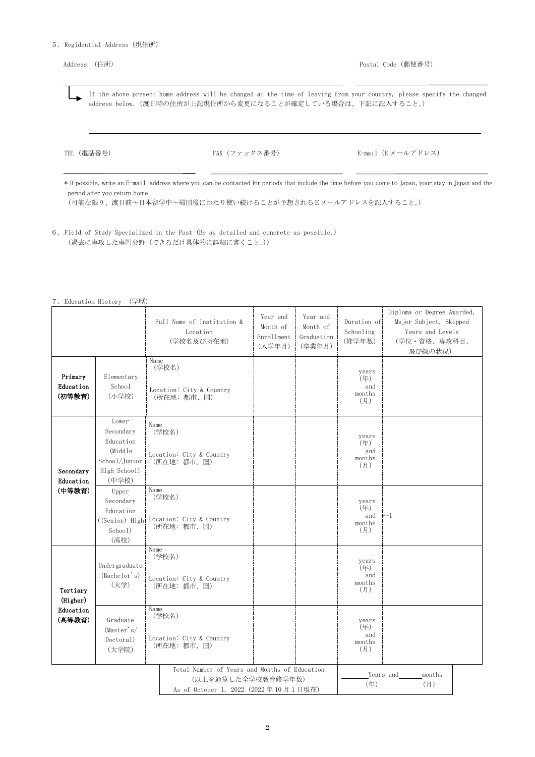5. Regidential Address (現住所)

Address (住所) Postal Code (郵便番号)

______________________________ ______________

If the above present home address will be changed at the time of leaving from your country, please specify the changed address below. (渡日時の住所が上記現住所から変更になることが確定している場合は、下記に記入すること。)

______________________________

TEL (電話番号) FAX (ファックス番号) E-mail (E メールアドレス)

______________ ______________ ______________

* If possible, write an E-mail address where you can be contacted for periods that include the time before you come to Japan, your stay in Japan and the period after you return home.
(可能な限り、渡日前～日本留学中～帰国後にわたり使い続けることが予想されるEメールアドレスを記入すること。)

6. Field of Study Specialized in the Past (Be as detailed and concrete as possible.)
(過去に専攻した専門分野 (できるだけ具体的に詳細に書くこと。))

7. Education History (学歴)

| | | Full Name of Institution & Location (学校名及び所在地) | Year and Month of Enrollment (入学年月) | Year and Month of Graduation (卒業年月) | Duration of Schooling (修学年数) | Diploma or Degree Awarded, Major Subject, Skipped Years and Levels (学位・資格、専攻科目、飛び級の状況) |
|---|---|---|---|---|---|---|
| **Primary Education (初等教育)** | Elementary School (小学校) | Name (学校名)<br>Location: City & Country (所在地: 都市、国) | | | years (年) and months (月) | |
| **Secondary Education (中等教育)** | Lower Secondary Education (Middle School/Junior High School) (中学校) | Name (学校名)<br>Location: City & Country (所在地: 都市、国) | | | years (年) and months (月) | |
| | Upper Secondary Education ((Senior) High School) (高校) | Name (学校名)<br>Location: City & Country (所在地: 都市、国) | | | years (年) and months (月) | *-1 |
| **Tertiary (Higher) Education (高等教育)** | Undergraduate (Bachelor's) (大学) | Name (学校名)<br>Location: City & Country (所在地: 都市、国) | | | years (年) and months (月) | |
| | Graduate (Master's/ Doctoral) (大学院) | Name (学校名)<br>Location: City & Country (所在地: 都市、国) | | | years (年) and months (月) | |
| | | Total Number of Years and Months of Education (以上を通算した全学校教育修学年数) As of October 1, 2022 (2022年10月1日現在) | | | ____Years and ____months (年) (月) | |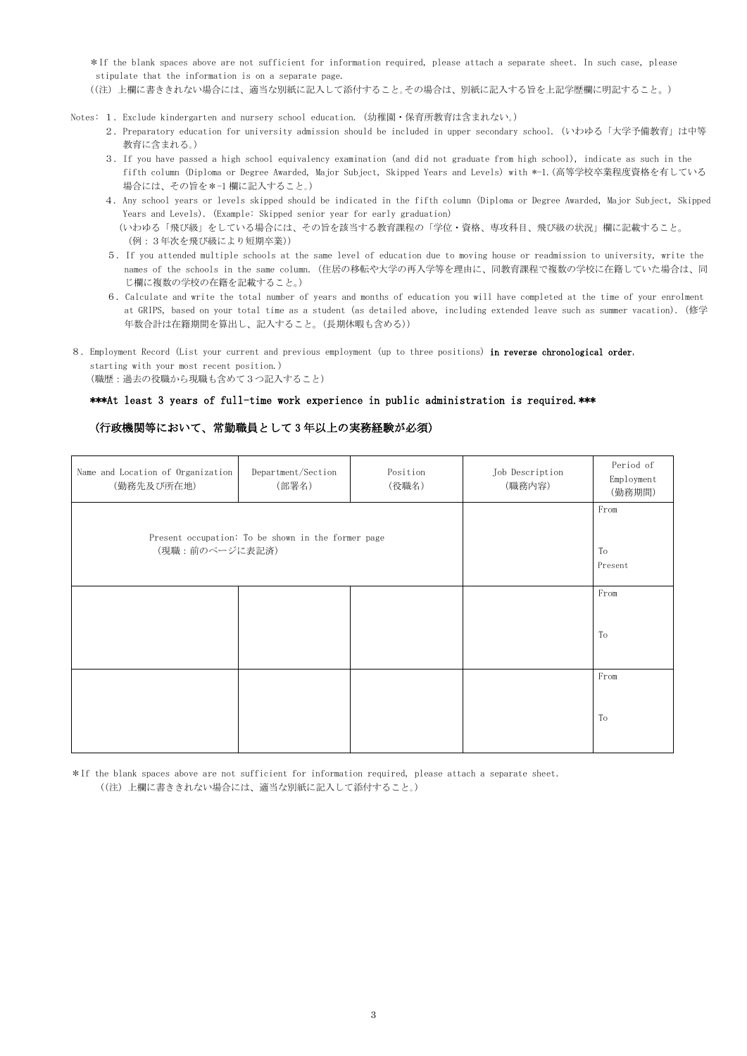*If the blank spaces above are not sufficient for information required, please attach a separate sheet. In such case, please stipulate that the information is on a separate page.
((注) 上欄に書ききれない場合には、適当な別紙に記入して添付すること。その場合は、別紙に記入する旨を上記学歴欄に明記すること。)

Notes:
1. Exclude kindergarten and nursery school education. (幼稚園・保育所教育は含まれない。)
2. Preparatory education for university admission should be included in upper secondary school. (いわゆる「大学予備教育」は中等教育に含まれる。)
3. If you have passed a high school equivalency examination (and did not graduate from high school), indicate as such in the fifth column (Diploma or Degree Awarded, Major Subject, Skipped Years and Levels) with *-1.(高等学校卒業程度資格を有している場合には、その旨を*-1 欄に記入すること。)
4. Any school years or levels skipped should be indicated in the fifth column (Diploma or Degree Awarded, Major Subject, Skipped Years and Levels). (Example: Skipped senior year for early graduation)
(いわゆる「飛び級」をしている場合には、その旨を該当する教育課程の「学位・資格、専攻科目、飛び級の状況」欄に記載すること。(例：3年次を飛び級により短期卒業))
5. If you attended multiple schools at the same level of education due to moving house or readmission to university, write the names of the schools in the same column. (住居の移転や大学の再入学等を理由に、同教育課程で複数の学校に在籍していた場合は、同じ欄に複数の学校の在籍を記載すること。)
6. Calculate and write the total number of years and months of education you will have completed at the time of your enrolment at GRIPS, based on your total time as a student (as detailed above, including extended leave such as summer vacation). (修学年数合計は在籍期間を算出し、記入すること。(長期休暇も含める))

8. Employment Record (List your current and previous employment (up to three positions) **in reverse chronological order**, starting with your most recent position.)
(職歴：過去の役職から現職も含めて3つ記入すること)

**\*\*\*At least 3 years of full-time work experience in public administration is required.\*\*\***

**(行政機関等において、常勤職員として 3 年以上の実務経験が必須)**

| Name and Location of Organization (勤務先及び所在地) | Department/Section (部署名) | Position (役職名) | Job Description (職務内容) | Period of Employment (勤務期間) |
|---|---|---|---|---|
| Present occupation: To be shown in the former page (現職：前のページに表記済) | | | | From<br>To<br>Present |
| | | | | From<br>To |
| | | | | From<br>To |

*If the blank spaces above are not sufficient for information required, please attach a separate sheet.
((注) 上欄に書ききれない場合には、適当な別紙に記入して添付すること。)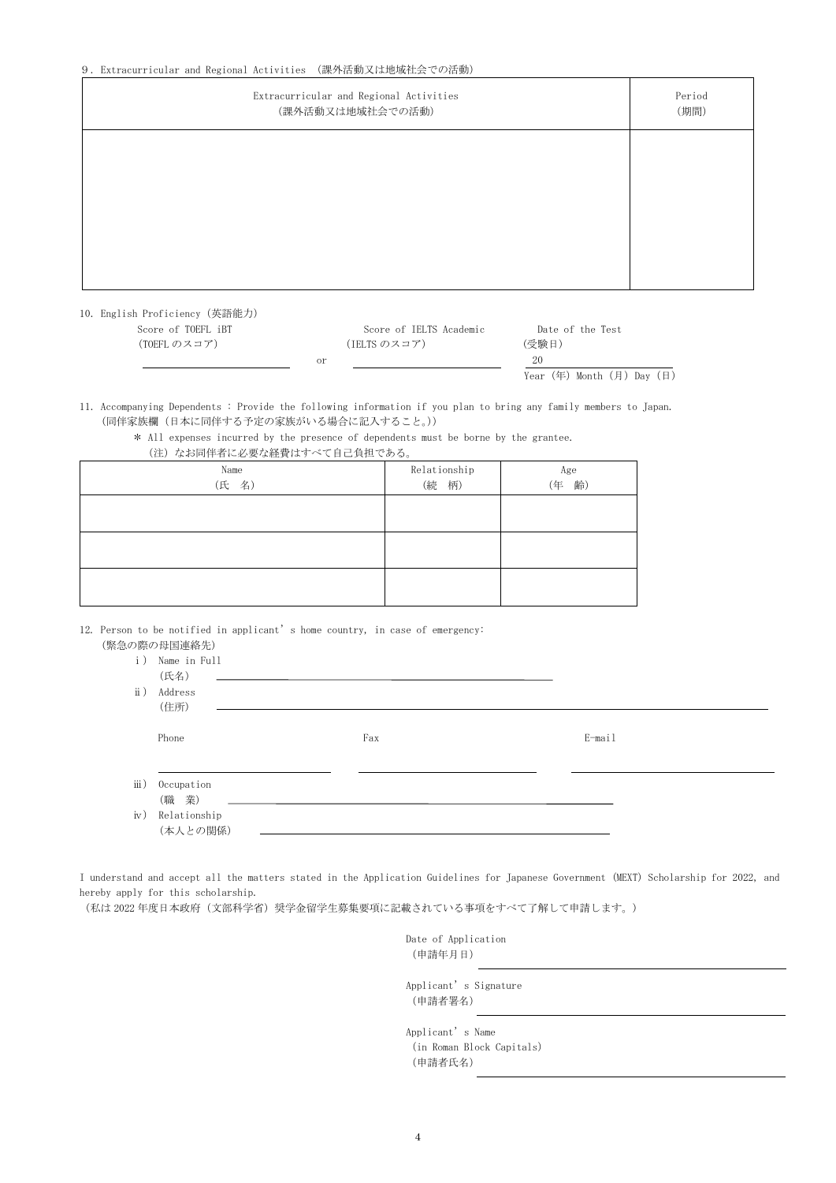9．Extracurricular and Regional Activities （課外活動又は地域社会での活動）

| Extracurricular and Regional Activities (課外活動又は地域社会での活動) | Period (期間) |
|---|---|
| | |

10. English Proficiency (英語能力)

Score of TOEFL iBT (TOEFL のスコア) ____________ or Score of IELTS Academic (IELTS のスコア) ____________ Date of the Test (受験日) 20____________ Year (年) Month (月) Day (日)

11. Accompanying Dependents : Provide the following information if you plan to bring any family members to Japan.
(同伴家族欄 (日本に同伴する予定の家族がいる場合に記入すること。))

＊ All expenses incurred by the presence of dependents must be borne by the grantee.
(注) なお同伴者に必要な経費はすべて自己負担である。

| Name (氏　名) | Relationship (続　柄) | Age (年　齢) |
|---|---|---|
| | | |
| | | |
| | | |

12. Person to be notified in applicant's home country, in case of emergency:
(緊急の際の母国連絡先)

i ) Name in Full (氏名) ____________

ii ) Address (住所) ____________

Phone ____________ Fax ____________ E-mail ____________

iii) Occupation (職　業) ____________

iv) Relationship (本人との関係) ____________

I understand and accept all the matters stated in the Application Guidelines for Japanese Government (MEXT) Scholarship for 2022, and hereby apply for this scholarship.
(私は 2022 年度日本政府 (文部科学省) 奨学金留学生募集要項に記載されている事項をすべて了解して申請します。)

Date of Application (申請年月日) ____________

Applicant's Signature (申請者署名) ____________

Applicant's Name (in Roman Block Capitals) (申請者氏名) ____________